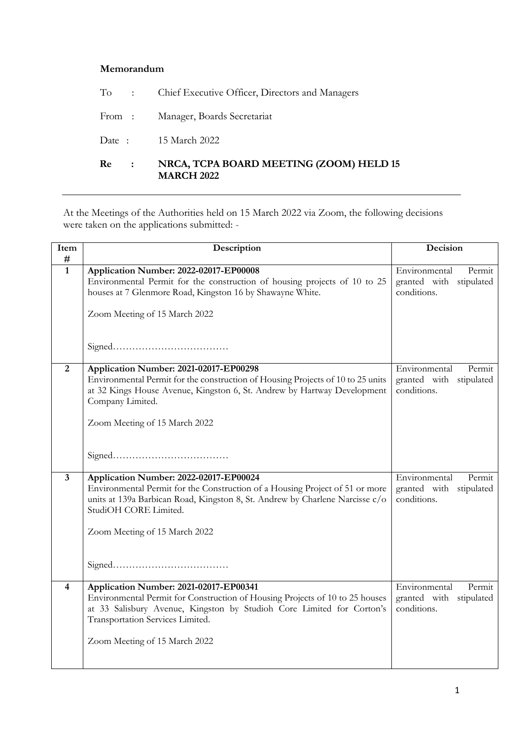**Memorandum**

To : Chief Executive Officer, Directors and Managers

From : Manager, Boards Secretariat

Date : 15 March 2022

**Re : NRCA, TCPA BOARD MEETING (ZOOM) HELD 15 MARCH 2022**

---

At the Meetings of the Authorities held on 15 March 2022 via Zoom, the following decisions were taken on the applications submitted: -

| Item # | Description | Decision |
|---|---|---|
| **1** | **Application Number: 2022-02017-EP00008**<br>Environmental Permit for the construction of housing projects of 10 to 25 houses at 7 Glenmore Road, Kingston 16 by Shawayne White.<br><br>Zoom Meeting of 15 March 2022<br><br>Signed……………………………… | Environmental Permit granted with stipulated conditions. |
| **2** | **Application Number: 2021-02017-EP00298**<br>Environmental Permit for the construction of Housing Projects of 10 to 25 units at 32 Kings House Avenue, Kingston 6, St. Andrew by Hartway Development Company Limited.<br><br>Zoom Meeting of 15 March 2022<br><br>Signed……………………………… | Environmental Permit granted with stipulated conditions. |
| **3** | **Application Number: 2022-02017-EP00024**<br>Environmental Permit for the Construction of a Housing Project of 51 or more units at 139a Barbican Road, Kingston 8, St. Andrew by Charlene Narcisse c/o StudiOH CORE Limited.<br><br>Zoom Meeting of 15 March 2022<br><br>Signed……………………………… | Environmental Permit granted with stipulated conditions. |
| **4** | **Application Number: 2021-02017-EP00341**<br>Environmental Permit for Construction of Housing Projects of 10 to 25 houses at 33 Salisbury Avenue, Kingston by Studioh Core Limited for Corton's Transportation Services Limited.<br><br>Zoom Meeting of 15 March 2022 | Environmental Permit granted with stipulated conditions. |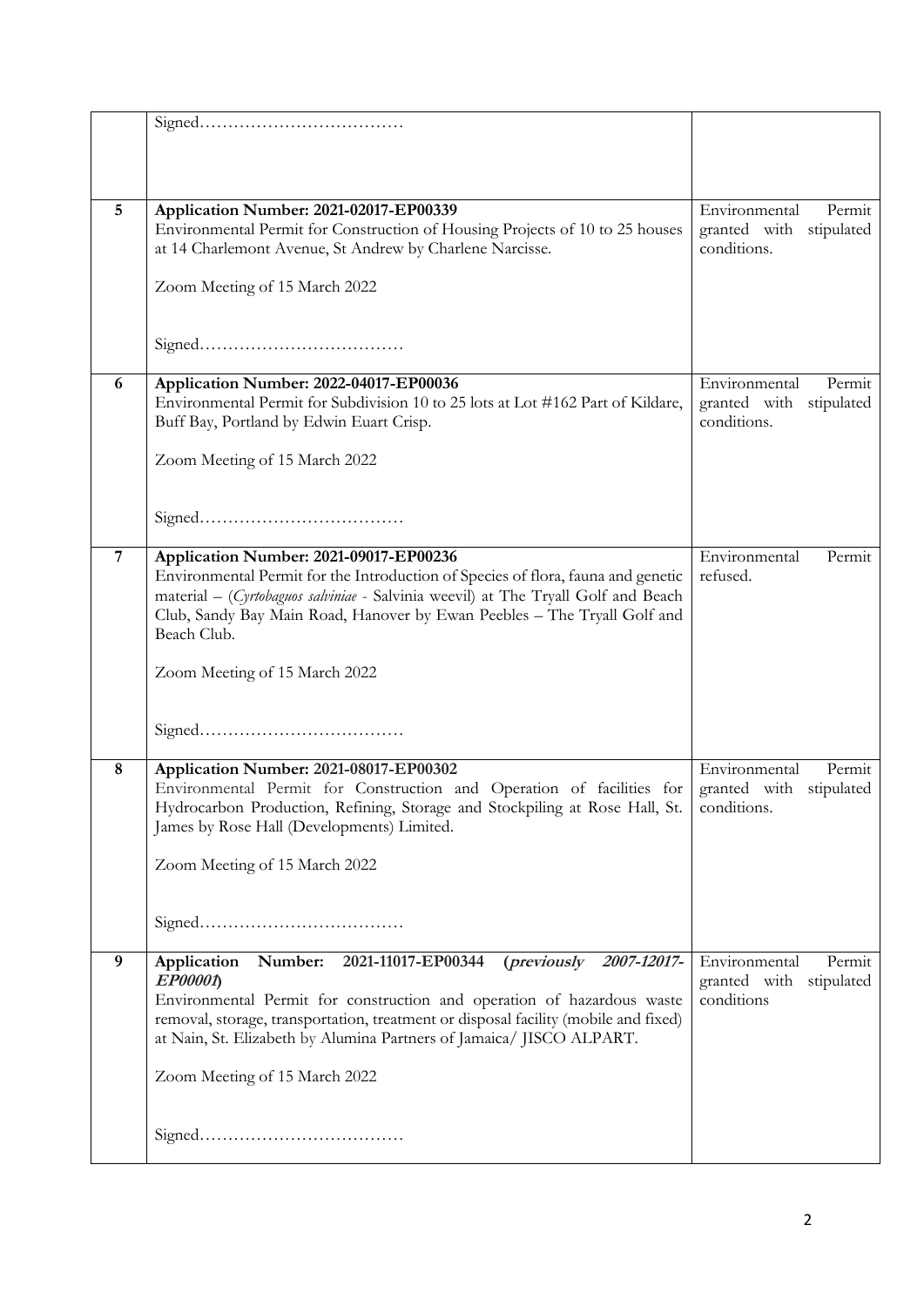| | | |
|---|---|---|
| | Signed……………………………… | |
| 5 | **Application Number: 2021-02017-EP00339**<br>Environmental Permit for Construction of Housing Projects of 10 to 25 houses at 14 Charlemont Avenue, St Andrew by Charlene Narcisse.<br><br>Zoom Meeting of 15 March 2022<br><br>Signed……………………………… | Environmental Permit granted with stipulated conditions. |
| 6 | **Application Number: 2022-04017-EP00036**<br>Environmental Permit for Subdivision 10 to 25 lots at Lot #162 Part of Kildare, Buff Bay, Portland by Edwin Euart Crisp.<br><br>Zoom Meeting of 15 March 2022<br><br>Signed……………………………… | Environmental Permit granted with stipulated conditions. |
| 7 | **Application Number: 2021-09017-EP00236**<br>Environmental Permit for the Introduction of Species of flora, fauna and genetic material – (*Cyrtobaguos salviniae* - Salvinia weevil) at The Tryall Golf and Beach Club, Sandy Bay Main Road, Hanover by Ewan Peebles – The Tryall Golf and Beach Club.<br><br>Zoom Meeting of 15 March 2022<br><br>Signed……………………………… | Environmental Permit refused. |
| 8 | **Application Number: 2021-08017-EP00302**<br>Environmental Permit for Construction and Operation of facilities for Hydrocarbon Production, Refining, Storage and Stockpiling at Rose Hall, St. James by Rose Hall (Developments) Limited.<br><br>Zoom Meeting of 15 March 2022<br><br>Signed……………………………… | Environmental Permit granted with stipulated conditions. |
| 9 | **Application Number: 2021-11017-EP00344 (*previously 2007-12017-EP00001*)**<br>Environmental Permit for construction and operation of hazardous waste removal, storage, transportation, treatment or disposal facility (mobile and fixed) at Nain, St. Elizabeth by Alumina Partners of Jamaica/ JISCO ALPART.<br><br>Zoom Meeting of 15 March 2022<br><br>Signed……………………………… | Environmental Permit granted with stipulated conditions |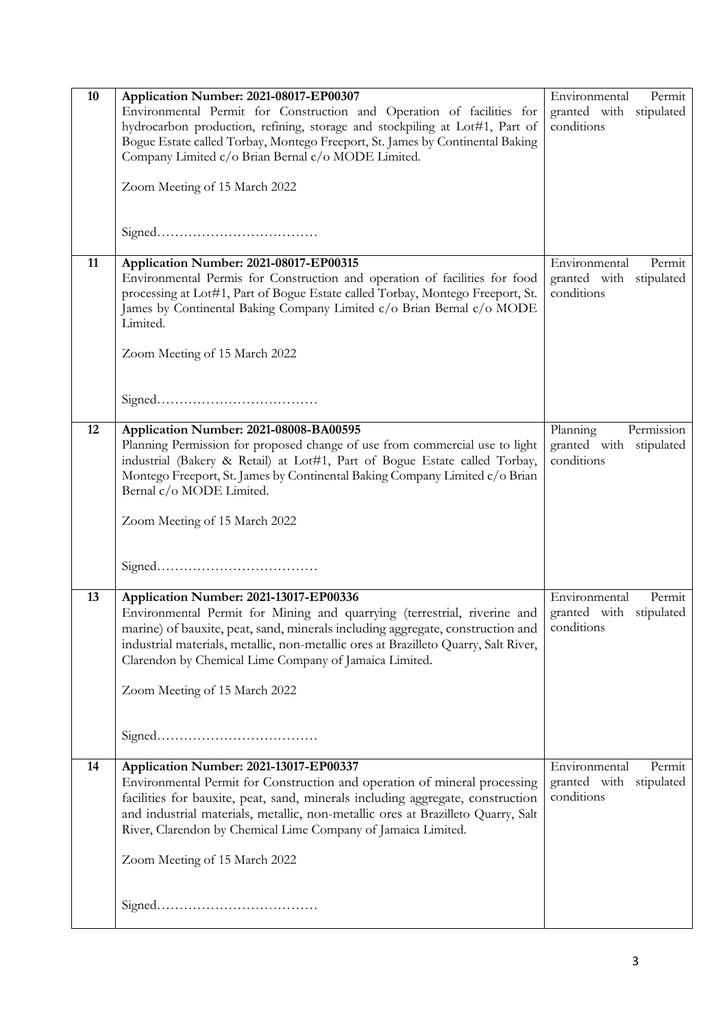| | | |
|---|---|---|
| 10 | **Application Number: 2021-08017-EP00307**<br>Environmental Permit for Construction and Operation of facilities for hydrocarbon production, refining, storage and stockpiling at Lot#1, Part of Bogue Estate called Torbay, Montego Freeport, St. James by Continental Baking Company Limited c/o Brian Bernal c/o MODE Limited.<br><br>Zoom Meeting of 15 March 2022<br><br>Signed……………………………… | Environmental Permit granted with stipulated conditions |
| 11 | **Application Number: 2021-08017-EP00315**<br>Environmental Permis for Construction and operation of facilities for food processing at Lot#1, Part of Bogue Estate called Torbay, Montego Freeport, St. James by Continental Baking Company Limited c/o Brian Bernal c/o MODE Limited.<br><br>Zoom Meeting of 15 March 2022<br><br>Signed……………………………… | Environmental Permit granted with stipulated conditions |
| 12 | **Application Number: 2021-08008-BA00595**<br>Planning Permission for proposed change of use from commercial use to light industrial (Bakery & Retail) at Lot#1, Part of Bogue Estate called Torbay, Montego Freeport, St. James by Continental Baking Company Limited c/o Brian Bernal c/o MODE Limited.<br><br>Zoom Meeting of 15 March 2022<br><br>Signed……………………………… | Planning Permission granted with stipulated conditions |
| 13 | **Application Number: 2021-13017-EP00336**<br>Environmental Permit for Mining and quarrying (terrestrial, riverine and marine) of bauxite, peat, sand, minerals including aggregate, construction and industrial materials, metallic, non-metallic ores at Brazilleto Quarry, Salt River, Clarendon by Chemical Lime Company of Jamaica Limited.<br><br>Zoom Meeting of 15 March 2022<br><br>Signed……………………………… | Environmental Permit granted with stipulated conditions |
| 14 | **Application Number: 2021-13017-EP00337**<br>Environmental Permit for Construction and operation of mineral processing facilities for bauxite, peat, sand, minerals including aggregate, construction and industrial materials, metallic, non-metallic ores at Brazilleto Quarry, Salt River, Clarendon by Chemical Lime Company of Jamaica Limited.<br><br>Zoom Meeting of 15 March 2022<br><br>Signed……………………………… | Environmental Permit granted with stipulated conditions |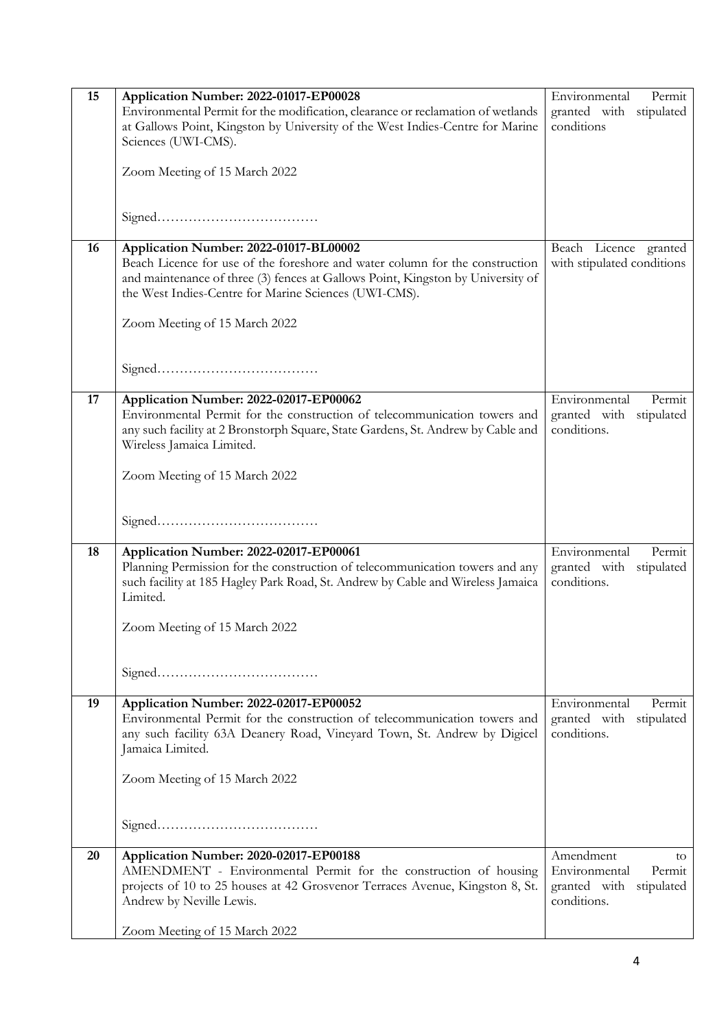| | | |
|---|---|---|
| 15 | **Application Number: 2022-01017-EP00028**<br>Environmental Permit for the modification, clearance or reclamation of wetlands at Gallows Point, Kingston by University of the West Indies-Centre for Marine Sciences (UWI-CMS).<br><br>Zoom Meeting of 15 March 2022<br><br>Signed……………………………… | Environmental Permit granted with stipulated conditions |
| 16 | **Application Number: 2022-01017-BL00002**<br>Beach Licence for use of the foreshore and water column for the construction and maintenance of three (3) fences at Gallows Point, Kingston by University of the West Indies-Centre for Marine Sciences (UWI-CMS).<br><br>Zoom Meeting of 15 March 2022<br><br>Signed……………………………… | Beach Licence granted with stipulated conditions |
| 17 | **Application Number: 2022-02017-EP00062**<br>Environmental Permit for the construction of telecommunication towers and any such facility at 2 Bronstorph Square, State Gardens, St. Andrew by Cable and Wireless Jamaica Limited.<br><br>Zoom Meeting of 15 March 2022<br><br>Signed……………………………… | Environmental Permit granted with stipulated conditions. |
| 18 | **Application Number: 2022-02017-EP00061**<br>Planning Permission for the construction of telecommunication towers and any such facility at 185 Hagley Park Road, St. Andrew by Cable and Wireless Jamaica Limited.<br><br>Zoom Meeting of 15 March 2022<br><br>Signed……………………………… | Environmental Permit granted with stipulated conditions. |
| 19 | **Application Number: 2022-02017-EP00052**<br>Environmental Permit for the construction of telecommunication towers and any such facility 63A Deanery Road, Vineyard Town, St. Andrew by Digicel Jamaica Limited.<br><br>Zoom Meeting of 15 March 2022<br><br>Signed……………………………… | Environmental Permit granted with stipulated conditions. |
| 20 | **Application Number: 2020-02017-EP00188**<br>AMENDMENT - Environmental Permit for the construction of housing projects of 10 to 25 houses at 42 Grosvenor Terraces Avenue, Kingston 8, St. Andrew by Neville Lewis.<br><br>Zoom Meeting of 15 March 2022 | Amendment to Environmental Permit granted with stipulated conditions. |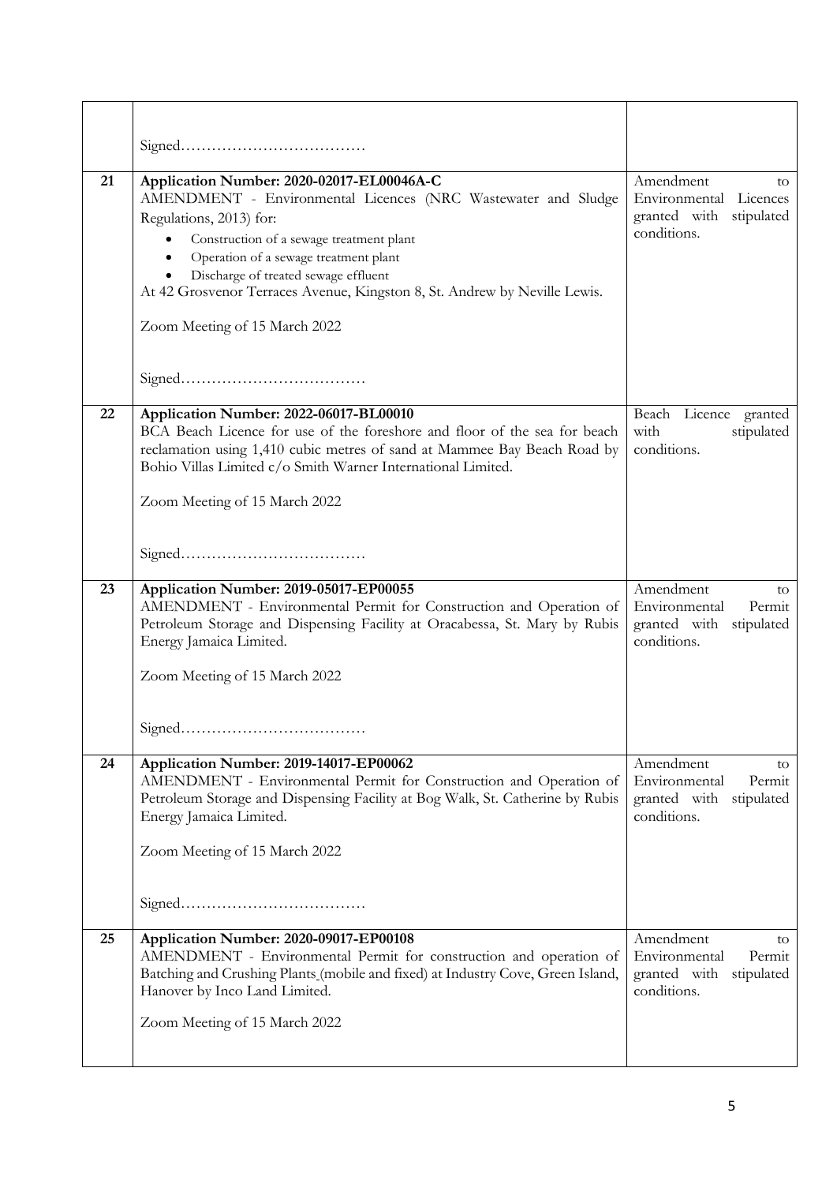| | | |
|---|---|---|
| | Signed……………………………… | |
| 21 | **Application Number: 2020-02017-EL00046A-C**<br>AMENDMENT - Environmental Licences (NRC Wastewater and Sludge Regulations, 2013) for:<br>• Construction of a sewage treatment plant<br>• Operation of a sewage treatment plant<br>• Discharge of treated sewage effluent<br>At 42 Grosvenor Terraces Avenue, Kingston 8, St. Andrew by Neville Lewis.<br><br>Zoom Meeting of 15 March 2022<br><br>Signed……………………………… | Amendment to Environmental Licences granted with stipulated conditions. |
| 22 | **Application Number: 2022-06017-BL00010**<br>BCA Beach Licence for use of the foreshore and floor of the sea for beach reclamation using 1,410 cubic metres of sand at Mammee Bay Beach Road by Bohio Villas Limited c/o Smith Warner International Limited.<br><br>Zoom Meeting of 15 March 2022<br><br>Signed……………………………… | Beach Licence granted with stipulated conditions. |
| 23 | **Application Number: 2019-05017-EP00055**<br>AMENDMENT - Environmental Permit for Construction and Operation of Petroleum Storage and Dispensing Facility at Oracabessa, St. Mary by Rubis Energy Jamaica Limited.<br><br>Zoom Meeting of 15 March 2022<br><br>Signed……………………………… | Amendment to Environmental Permit granted with stipulated conditions. |
| 24 | **Application Number: 2019-14017-EP00062**<br>AMENDMENT - Environmental Permit for Construction and Operation of Petroleum Storage and Dispensing Facility at Bog Walk, St. Catherine by Rubis Energy Jamaica Limited.<br><br>Zoom Meeting of 15 March 2022<br><br>Signed……………………………… | Amendment to Environmental Permit granted with stipulated conditions. |
| 25 | **Application Number: 2020-09017-EP00108**<br>AMENDMENT - Environmental Permit for construction and operation of Batching and Crushing Plants (mobile and fixed) at Industry Cove, Green Island, Hanover by Inco Land Limited.<br><br>Zoom Meeting of 15 March 2022 | Amendment to Environmental Permit granted with stipulated conditions. |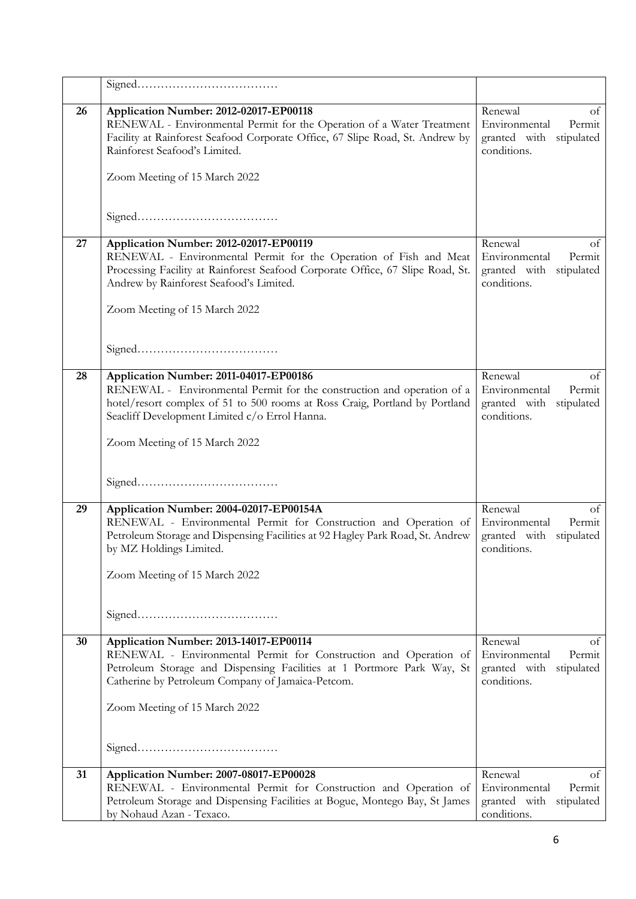| | | |
|---|---|---|
| | Signed……………………………… | |
| 26 | **Application Number: 2012-02017-EP00118**<br>RENEWAL - Environmental Permit for the Operation of a Water Treatment Facility at Rainforest Seafood Corporate Office, 67 Slipe Road, St. Andrew by Rainforest Seafood's Limited.<br><br>Zoom Meeting of 15 March 2022<br><br>Signed……………………………… | Renewal of Environmental Permit granted with stipulated conditions. |
| 27 | **Application Number: 2012-02017-EP00119**<br>RENEWAL - Environmental Permit for the Operation of Fish and Meat Processing Facility at Rainforest Seafood Corporate Office, 67 Slipe Road, St. Andrew by Rainforest Seafood's Limited.<br><br>Zoom Meeting of 15 March 2022<br><br>Signed……………………………… | Renewal of Environmental Permit granted with stipulated conditions. |
| 28 | **Application Number: 2011-04017-EP00186**<br>RENEWAL - Environmental Permit for the construction and operation of a hotel/resort complex of 51 to 500 rooms at Ross Craig, Portland by Portland Seacliff Development Limited c/o Errol Hanna.<br><br>Zoom Meeting of 15 March 2022<br><br>Signed……………………………… | Renewal of Environmental Permit granted with stipulated conditions. |
| 29 | **Application Number: 2004-02017-EP00154A**<br>RENEWAL - Environmental Permit for Construction and Operation of Petroleum Storage and Dispensing Facilities at 92 Hagley Park Road, St. Andrew by MZ Holdings Limited.<br><br>Zoom Meeting of 15 March 2022<br><br>Signed……………………………… | Renewal of Environmental Permit granted with stipulated conditions. |
| 30 | **Application Number: 2013-14017-EP00114**<br>RENEWAL - Environmental Permit for Construction and Operation of Petroleum Storage and Dispensing Facilities at 1 Portmore Park Way, St Catherine by Petroleum Company of Jamaica-Petcom.<br><br>Zoom Meeting of 15 March 2022<br><br>Signed……………………………… | Renewal of Environmental Permit granted with stipulated conditions. |
| 31 | **Application Number: 2007-08017-EP00028**<br>RENEWAL - Environmental Permit for Construction and Operation of Petroleum Storage and Dispensing Facilities at Bogue, Montego Bay, St James by Nohaud Azan - Texaco. | Renewal of Environmental Permit granted with stipulated conditions. |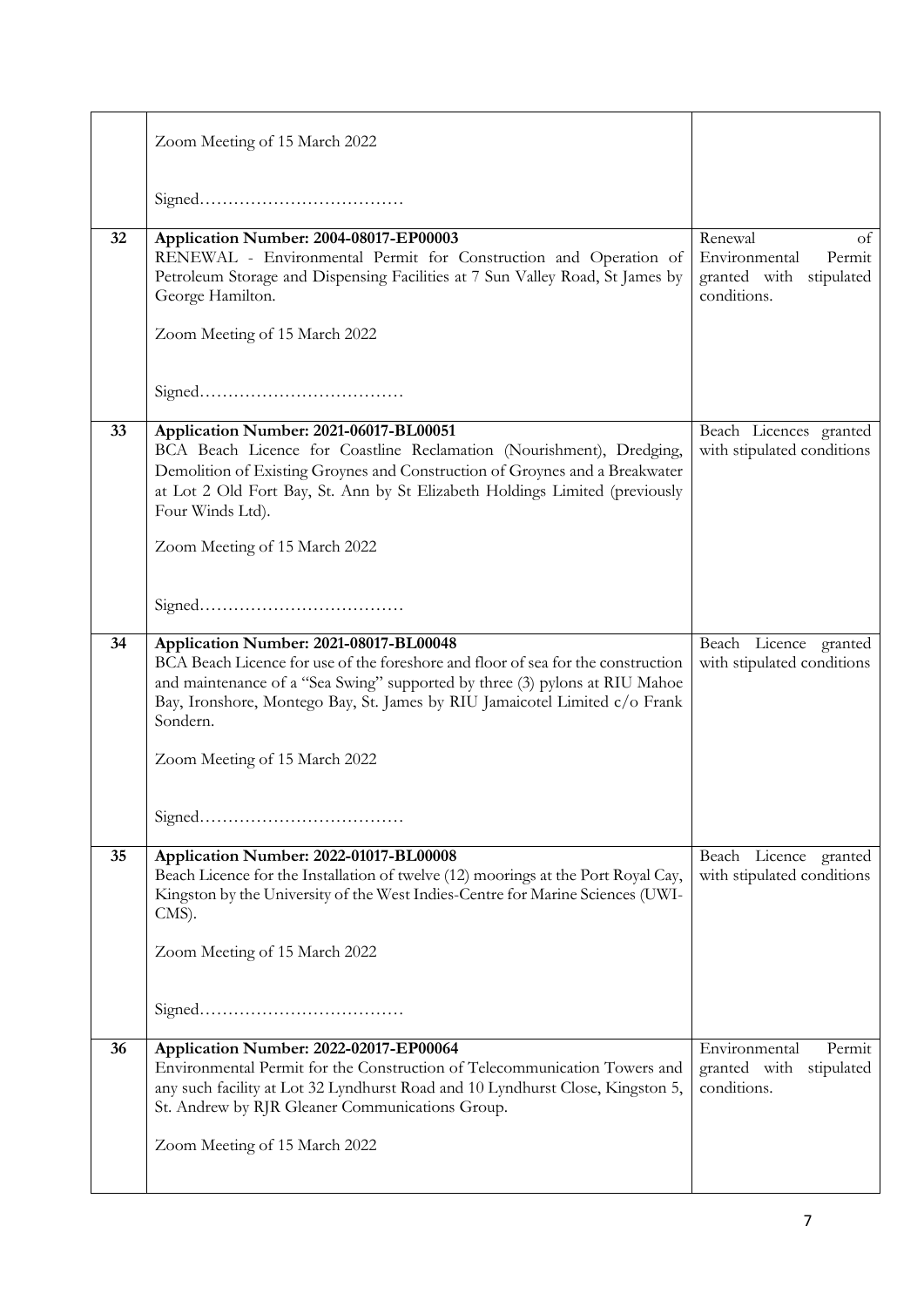| | | |
|---|---|---|
| | Zoom Meeting of 15 March 2022<br><br>Signed……………………………… | |
| 32 | **Application Number: 2004-08017-EP00003**<br>RENEWAL - Environmental Permit for Construction and Operation of Petroleum Storage and Dispensing Facilities at 7 Sun Valley Road, St James by George Hamilton.<br><br>Zoom Meeting of 15 March 2022<br><br>Signed……………………………… | Renewal of Environmental Permit granted with stipulated conditions. |
| 33 | **Application Number: 2021-06017-BL00051**<br>BCA Beach Licence for Coastline Reclamation (Nourishment), Dredging, Demolition of Existing Groynes and Construction of Groynes and a Breakwater at Lot 2 Old Fort Bay, St. Ann by St Elizabeth Holdings Limited (previously Four Winds Ltd).<br><br>Zoom Meeting of 15 March 2022<br><br>Signed……………………………… | Beach Licences granted with stipulated conditions |
| 34 | **Application Number: 2021-08017-BL00048**<br>BCA Beach Licence for use of the foreshore and floor of sea for the construction and maintenance of a "Sea Swing" supported by three (3) pylons at RIU Mahoe Bay, Ironshore, Montego Bay, St. James by RIU Jamaicotel Limited c/o Frank Sondern.<br><br>Zoom Meeting of 15 March 2022<br><br>Signed……………………………… | Beach Licence granted with stipulated conditions |
| 35 | **Application Number: 2022-01017-BL00008**<br>Beach Licence for the Installation of twelve (12) moorings at the Port Royal Cay, Kingston by the University of the West Indies-Centre for Marine Sciences (UWI-CMS).<br><br>Zoom Meeting of 15 March 2022<br><br>Signed……………………………… | Beach Licence granted with stipulated conditions |
| 36 | **Application Number: 2022-02017-EP00064**<br>Environmental Permit for the Construction of Telecommunication Towers and any such facility at Lot 32 Lyndhurst Road and 10 Lyndhurst Close, Kingston 5, St. Andrew by RJR Gleaner Communications Group.<br><br>Zoom Meeting of 15 March 2022 | Environmental Permit granted with stipulated conditions. |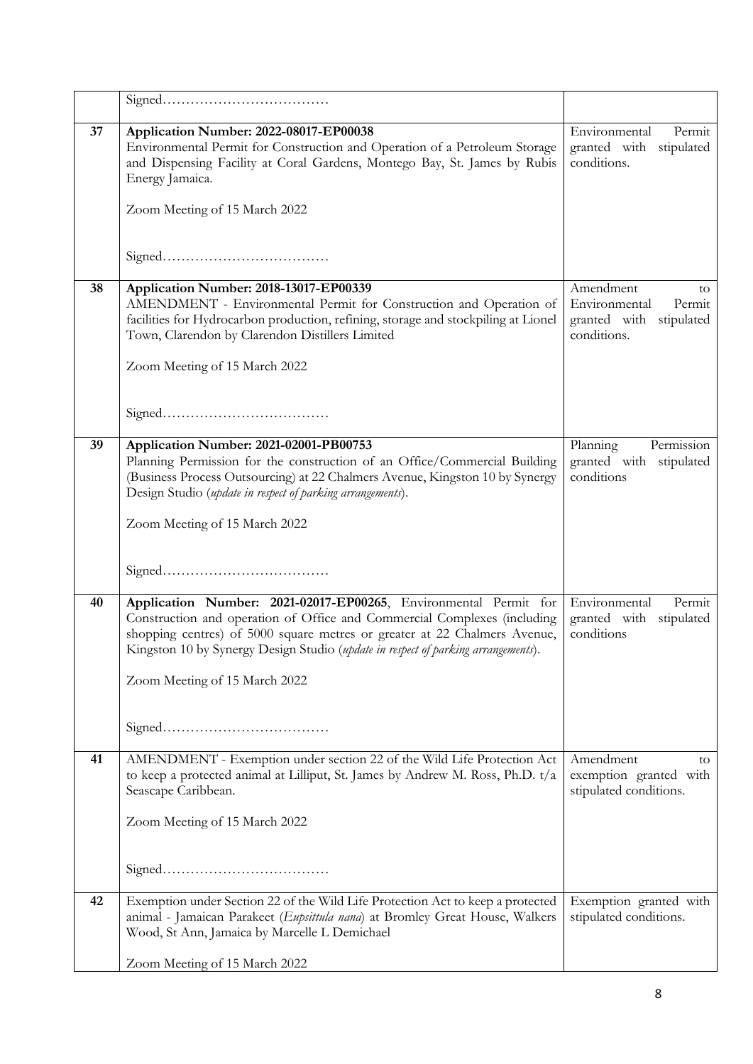| | | |
|---|---|---|
| | Signed……………………………… | |
| 37 | **Application Number: 2022-08017-EP00038**<br>Environmental Permit for Construction and Operation of a Petroleum Storage and Dispensing Facility at Coral Gardens, Montego Bay, St. James by Rubis Energy Jamaica.<br><br>Zoom Meeting of 15 March 2022<br><br>Signed……………………………… | Environmental Permit granted with stipulated conditions. |
| 38 | **Application Number: 2018-13017-EP00339**<br>AMENDMENT - Environmental Permit for Construction and Operation of facilities for Hydrocarbon production, refining, storage and stockpiling at Lionel Town, Clarendon by Clarendon Distillers Limited<br><br>Zoom Meeting of 15 March 2022<br><br>Signed……………………………… | Amendment to Environmental Permit granted with stipulated conditions. |
| 39 | **Application Number: 2021-02001-PB00753**<br>Planning Permission for the construction of an Office/Commercial Building (Business Process Outsourcing) at 22 Chalmers Avenue, Kingston 10 by Synergy Design Studio (*update in respect of parking arrangements*).<br><br>Zoom Meeting of 15 March 2022<br><br>Signed……………………………… | Planning Permission granted with stipulated conditions |
| 40 | **Application Number: 2021-02017-EP00265**, Environmental Permit for Construction and operation of Office and Commercial Complexes (including shopping centres) of 5000 square metres or greater at 22 Chalmers Avenue, Kingston 10 by Synergy Design Studio (*update in respect of parking arrangements*).<br><br>Zoom Meeting of 15 March 2022<br><br>Signed……………………………… | Environmental Permit granted with stipulated conditions |
| 41 | AMENDMENT - Exemption under section 22 of the Wild Life Protection Act to keep a protected animal at Lilliput, St. James by Andrew M. Ross, Ph.D. t/a Seascape Caribbean.<br><br>Zoom Meeting of 15 March 2022<br><br>Signed……………………………… | Amendment to exemption granted with stipulated conditions. |
| 42 | Exemption under Section 22 of the Wild Life Protection Act to keep a protected animal - Jamaican Parakeet (*Eupsittula nana*) at Bromley Great House, Walkers Wood, St Ann, Jamaica by Marcelle L Demichael<br><br>Zoom Meeting of 15 March 2022 | Exemption granted with stipulated conditions. |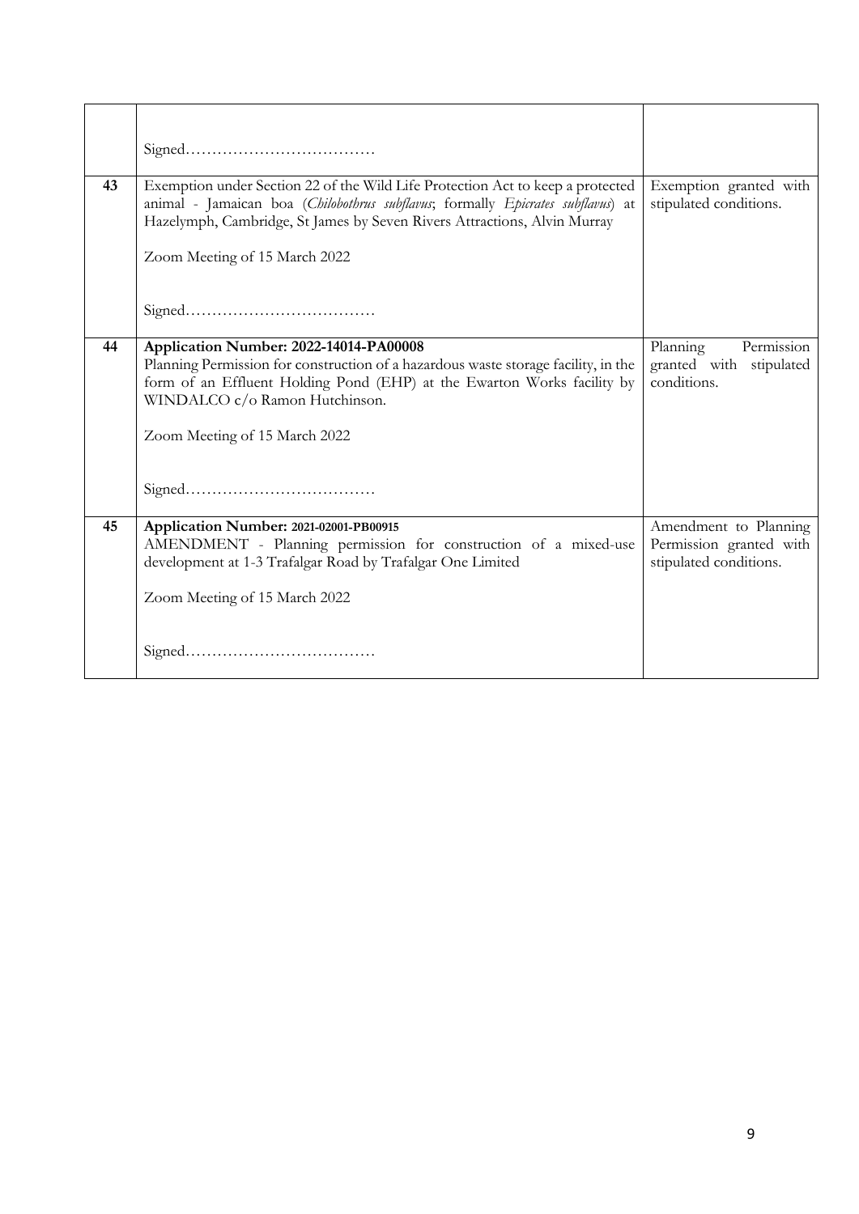| | | |
|---|---|---|
| | Signed……………………………… | |
| 43 | Exemption under Section 22 of the Wild Life Protection Act to keep a protected animal - Jamaican boa (*Chilobothrus subflavus*; formally *Epicrates subflavus*) at Hazelymph, Cambridge, St James by Seven Rivers Attractions, Alvin Murray<br><br>Zoom Meeting of 15 March 2022<br><br>Signed……………………………… | Exemption granted with stipulated conditions. |
| 44 | **Application Number: 2022-14014-PA00008**<br>Planning Permission for construction of a hazardous waste storage facility, in the form of an Effluent Holding Pond (EHP) at the Ewarton Works facility by WINDALCO c/o Ramon Hutchinson.<br><br>Zoom Meeting of 15 March 2022<br><br>Signed……………………………… | Planning Permission granted with stipulated conditions. |
| 45 | **Application Number: 2021-02001-PB00915**<br>AMENDMENT - Planning permission for construction of a mixed-use development at 1-3 Trafalgar Road by Trafalgar One Limited<br><br>Zoom Meeting of 15 March 2022<br><br>Signed……………………………… | Amendment to Planning Permission granted with stipulated conditions. |